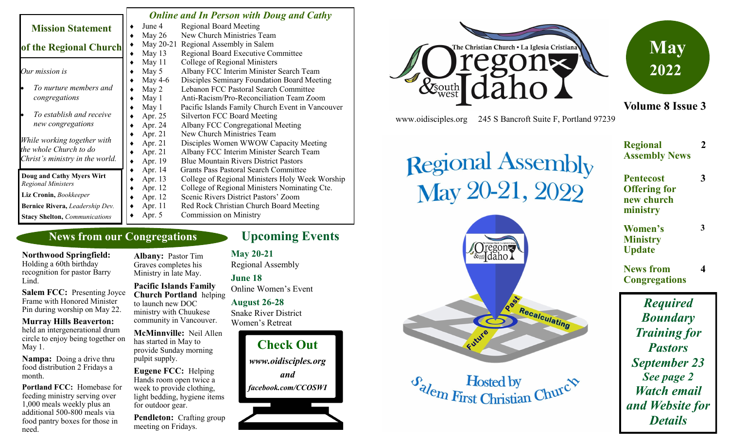The Christian Church • La Iglesia Cristiana

# Oregon & southwest Idaho

www.oidisciples.org 245 S Bancroft Suite F, Portland 97239

**May 2022**

**Volume 8 Issue 3**

| | |
|---|---|
| **Regional Assembly News** | **2** |
| **Pentecost Offering for new church ministry** | **3** |
| **Women's Ministry Update** | **3** |
| **News from Congregations** | **4** |

## Mission Statement of the Regional Church

*Our mission is*

- *To nurture members and congregations*
- *To establish and receive new congregations*

*While working together with the whole Church to do Christ's ministry in the world.*

**Doug and Cathy Myers Wirt** *Regional Ministers*

**Liz Cronin,** *Bookkeeper*

**Bernice Rivera,** *Leadership Dev.*

**Stacy Shelton,** *Communications*

## *Online and In Person with Doug and Cathy*

- June 4 Regional Board Meeting
- May 26 New Church Ministries Team
- May 20-21 Regional Assembly in Salem
- May 13 Regional Board Executive Committee
- May 11 College of Regional Ministers
- May 5 Albany FCC Interim Minister Search Team
- May 4-6 Disciples Seminary Foundation Board Meeting
- May 2 Lebanon FCC Pastoral Search Committee
- May 1 Anti-Racism/Pro-Reconciliation Team Zoom
- May 1 Pacific Islands Family Church Event in Vancouver
- Apr. 25 Silverton FCC Board Meeting
- Apr. 24 Albany FCC Congregational Meeting
- Apr. 21 New Church Ministries Team
- Apr. 21 Disciples Women WWOW Capacity Meeting
- Apr. 21 Albany FCC Interim Minister Search Team
- Apr. 19 Blue Mountain Rivers District Pastors
- Apr. 14 Grants Pass Pastoral Search Committee
- Apr. 13 College of Regional Ministers Holy Week Worship
- Apr. 12 College of Regional Ministers Nominating Cte.
- Apr. 12 Scenic Rivers District Pastors' Zoom
- Apr. 11 Red Rock Christian Church Board Meeting
- Apr. 5 Commission on Ministry

# Regional Assembly May 20-21, 2022

Past — Recalculating — Future

Hosted by Salem First Christian Church

***Required Boundary Training for Pastors September 23 See page 2 Watch email and Website for Details***

## News from our Congregations

**Northwood Springfield:** Holding a 60th birthday recognition for pastor Barry Lind.

**Salem FCC:** Presenting Joyce Frame with Honored Minister Pin during worship on May 22.

**Murray Hills Beaverton:** held an intergenerational drum circle to enjoy being together on May 1.

**Nampa:** Doing a drive thru food distribution 2 Fridays a month.

**Portland FCC:** Homebase for feeding ministry serving over 1,000 meals weekly plus an additional 500-800 meals via food pantry boxes for those in need.

**Albany:** Pastor Tim Graves completes his Ministry in late May.

**Pacific Islands Family Church Portland** helping to launch new DOC ministry with Chuukese community in Vancouver.

**McMinnville:** Neil Allen has started in May to provide Sunday morning pulpit supply.

**Eugene FCC:** Helping Hands room open twice a week to provide clothing, light bedding, hygiene items for outdoor gear.

**Pendleton:** Crafting group meeting on Fridays.

## Upcoming Events

**May 20-21**
Regional Assembly

**June 18**
Online Women's Event

**August 26-28**
Snake River District Women's Retreat

**Check Out**

***www.oidisciples.org***

***and***

***facebook.com/CCOSWI***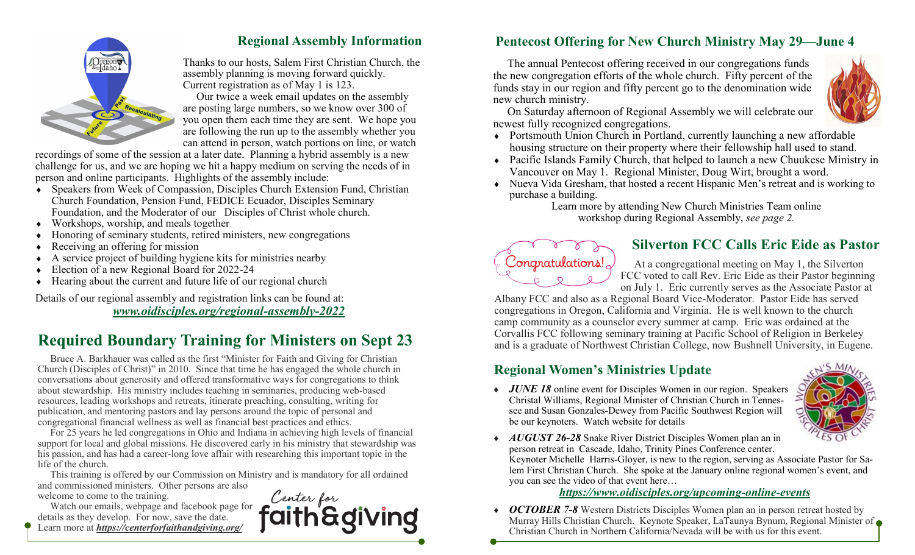## Regional Assembly Information

Thanks to our hosts, Salem First Christian Church, the assembly planning is moving forward quickly. Current registration as of May 1 is 123.

Our twice a week email updates on the assembly are posting large numbers, so we know over 300 of you open them each time they are sent. We hope you are following the run up to the assembly whether you can attend in person, watch portions on line, or watch recordings of some of the session at a later date. Planning a hybrid assembly is a new challenge for us, and we are hoping we hit a happy medium on serving the needs of in person and online participants. Highlights of the assembly include:

- Speakers from Week of Compassion, Disciples Church Extension Fund, Christian Church Foundation, Pension Fund, FEDICE Ecuador, Disciples Seminary Foundation, and the Moderator of our Disciples of Christ whole church.
- Workshops, worship, and meals together
- Honoring of seminary students, retired ministers, new congregations
- Receiving an offering for mission
- A service project of building hygiene kits for ministries nearby
- Election of a new Regional Board for 2022-24
- Hearing about the current and future life of our regional church

Details of our regional assembly and registration links can be found at:
***www.oidisciples.org/regional-assembly-2022***

## Required Boundary Training for Ministers on Sept 23

Bruce A. Barkhauer was called as the first "Minister for Faith and Giving for Christian Church (Disciples of Christ)" in 2010. Since that time he has engaged the whole church in conversations about generosity and offered transformative ways for congregations to think about stewardship. His ministry includes teaching in seminaries, producing web-based resources, leading workshops and retreats, itinerate preaching, consulting, writing for publication, and mentoring pastors and lay persons around the topic of personal and congregational financial wellness as well as financial best practices and ethics.

For 25 years he led congregations in Ohio and Indiana in achieving high levels of financial support for local and global missions. He discovered early in his ministry that stewardship was his passion, and has had a career-long love affair with researching this important topic in the life of the church.

This training is offered by our Commission on Ministry and is mandatory for all ordained and commissioned ministers. Other persons are also welcome to come to the training.

Watch our emails, webpage and facebook page for details as they develop. For now, save the date.
Learn more at ***https://centerforfaithandgiving.org/***

Center for faith & giving

## Pentecost Offering for New Church Ministry May 29—June 4

The annual Pentecost offering received in our congregations funds the new congregation efforts of the whole church. Fifty percent of the funds stay in our region and fifty percent go to the denomination wide new church ministry.

On Saturday afternoon of Regional Assembly we will celebrate our newest fully recognized congregations.

- Portsmouth Union Church in Portland, currently launching a new affordable housing structure on their property where their fellowship hall used to stand.
- Pacific Islands Family Church, that helped to launch a new Chuukese Ministry in Vancouver on May 1. Regional Minister, Doug Wirt, brought a word.
- Nueva Vida Gresham, that hosted a recent Hispanic Men's retreat and is working to purchase a building.

Learn more by attending New Church Ministries Team online workshop during Regional Assembly, *see page 2.*

## Silverton FCC Calls Eric Eide as Pastor

Congratulations!

At a congregational meeting on May 1, the Silverton FCC voted to call Rev. Eric Eide as their Pastor beginning on July 1. Eric currently serves as the Associate Pastor at Albany FCC and also as a Regional Board Vice-Moderator. Pastor Eide has served congregations in Oregon, California and Virginia. He is well known to the church camp community as a counselor every summer at camp. Eric was ordained at the Corvallis FCC following seminary training at Pacific School of Religion in Berkeley and is a graduate of Northwest Christian College, now Bushnell University, in Eugene.

## Regional Women's Ministries Update

- ***JUNE 18*** online event for Disciples Women in our region. Speakers Christal Williams, Regional Minister of Christian Church in Tennessee and Susan Gonzales-Dewey from Pacific Southwest Region will be our keynoters. Watch website for details
- ***AUGUST 26-28*** Snake River District Disciples Women plan an in person retreat in Cascade, Idaho, Trinity Pines Conference center. Keynoter Michelle Harris-Gloyer, is new to the region, serving as Associate Pastor for Salem First Christian Church. She spoke at the January online regional women's event, and you can see the video of that event here…

***https://www.oidisciples.org/upcoming-online-events***

- ***OCTOBER 7-8*** Western Districts Disciples Women plan an in person retreat hosted by Murray Hills Christian Church. Keynote Speaker, LaTaunya Bynum, Regional Minister of Christian Church in Northern California/Nevada will be with us for this event.